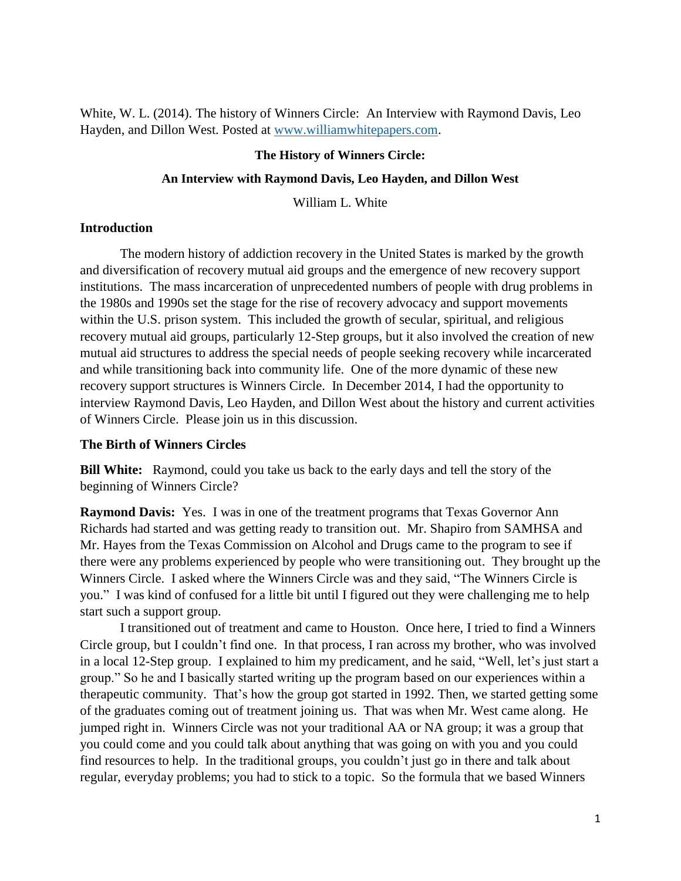White, W. L. (2014). The history of Winners Circle: An Interview with Raymond Davis, Leo Hayden, and Dillon West. Posted at [www.williamwhitepapers.com](http://www.williamwhitepapers.com).

# The History of Winners Circle:

## An Interview with Raymond Davis, Leo Hayden, and Dillon West

William L. White

### Introduction

The modern history of addiction recovery in the United States is marked by the growth and diversification of recovery mutual aid groups and the emergence of new recovery support institutions. The mass incarceration of unprecedented numbers of people with drug problems in the 1980s and 1990s set the stage for the rise of recovery advocacy and support movements within the U.S. prison system. This included the growth of secular, spiritual, and religious recovery mutual aid groups, particularly 12-Step groups, but it also involved the creation of new mutual aid structures to address the special needs of people seeking recovery while incarcerated and while transitioning back into community life. One of the more dynamic of these new recovery support structures is Winners Circle. In December 2014, I had the opportunity to interview Raymond Davis, Leo Hayden, and Dillon West about the history and current activities of Winners Circle. Please join us in this discussion.

### The Birth of Winners Circles

**Bill White:** Raymond, could you take us back to the early days and tell the story of the beginning of Winners Circle?

**Raymond Davis:** Yes. I was in one of the treatment programs that Texas Governor Ann Richards had started and was getting ready to transition out. Mr. Shapiro from SAMHSA and Mr. Hayes from the Texas Commission on Alcohol and Drugs came to the program to see if there were any problems experienced by people who were transitioning out. They brought up the Winners Circle. I asked where the Winners Circle was and they said, "The Winners Circle is you." I was kind of confused for a little bit until I figured out they were challenging me to help start such a support group.

I transitioned out of treatment and came to Houston. Once here, I tried to find a Winners Circle group, but I couldn't find one. In that process, I ran across my brother, who was involved in a local 12-Step group. I explained to him my predicament, and he said, "Well, let's just start a group." So he and I basically started writing up the program based on our experiences within a therapeutic community. That's how the group got started in 1992. Then, we started getting some of the graduates coming out of treatment joining us. That was when Mr. West came along. He jumped right in. Winners Circle was not your traditional AA or NA group; it was a group that you could come and you could talk about anything that was going on with you and you could find resources to help. In the traditional groups, you couldn't just go in there and talk about regular, everyday problems; you had to stick to a topic. So the formula that we based Winners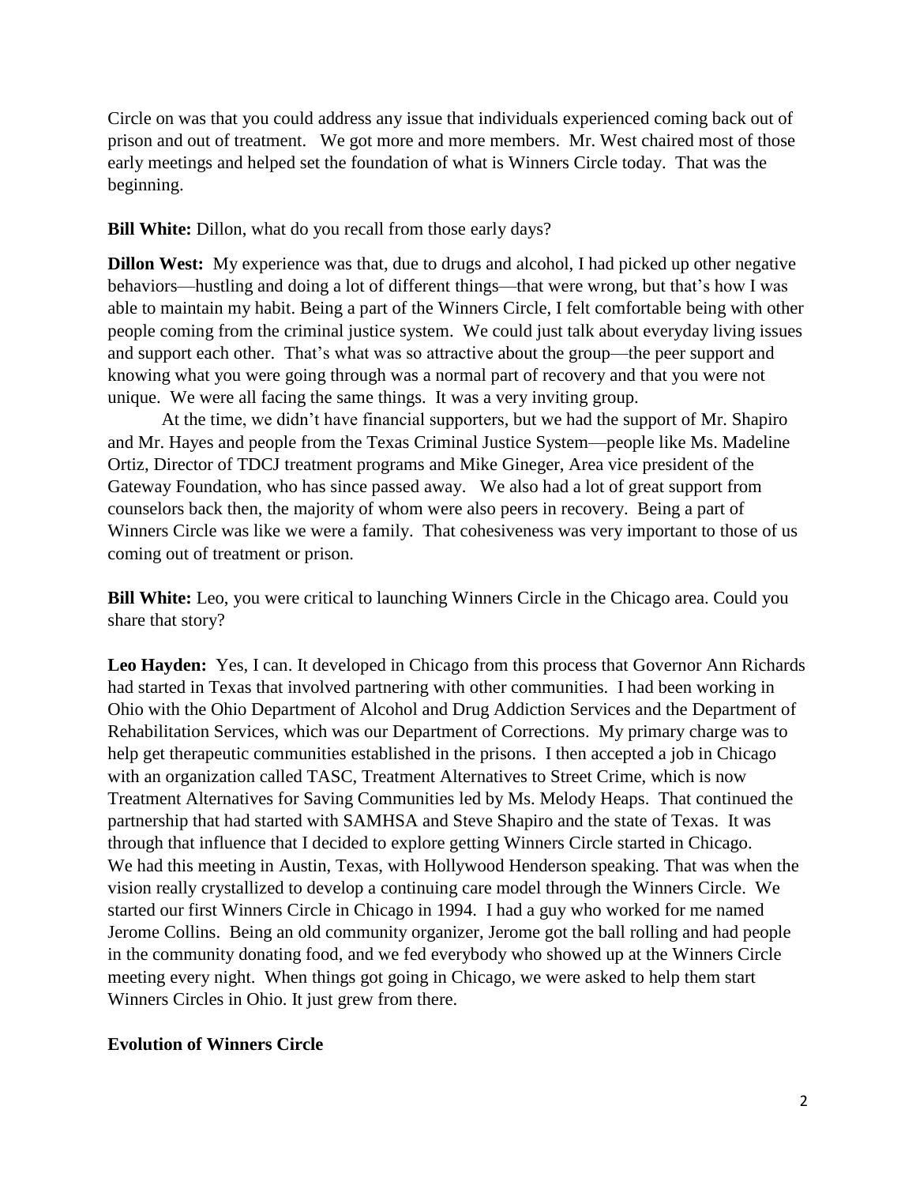Circle on was that you could address any issue that individuals experienced coming back out of prison and out of treatment. We got more and more members. Mr. West chaired most of those early meetings and helped set the foundation of what is Winners Circle today. That was the beginning.

**Bill White:** Dillon, what do you recall from those early days?

**Dillon West:** My experience was that, due to drugs and alcohol, I had picked up other negative behaviors—hustling and doing a lot of different things—that were wrong, but that's how I was able to maintain my habit. Being a part of the Winners Circle, I felt comfortable being with other people coming from the criminal justice system. We could just talk about everyday living issues and support each other. That's what was so attractive about the group—the peer support and knowing what you were going through was a normal part of recovery and that you were not unique. We were all facing the same things. It was a very inviting group.

At the time, we didn't have financial supporters, but we had the support of Mr. Shapiro and Mr. Hayes and people from the Texas Criminal Justice System—people like Ms. Madeline Ortiz, Director of TDCJ treatment programs and Mike Gineger, Area vice president of the Gateway Foundation, who has since passed away. We also had a lot of great support from counselors back then, the majority of whom were also peers in recovery. Being a part of Winners Circle was like we were a family. That cohesiveness was very important to those of us coming out of treatment or prison.

**Bill White:** Leo, you were critical to launching Winners Circle in the Chicago area. Could you share that story?

**Leo Hayden:** Yes, I can. It developed in Chicago from this process that Governor Ann Richards had started in Texas that involved partnering with other communities. I had been working in Ohio with the Ohio Department of Alcohol and Drug Addiction Services and the Department of Rehabilitation Services, which was our Department of Corrections. My primary charge was to help get therapeutic communities established in the prisons. I then accepted a job in Chicago with an organization called TASC, Treatment Alternatives to Street Crime, which is now Treatment Alternatives for Saving Communities led by Ms. Melody Heaps. That continued the partnership that had started with SAMHSA and Steve Shapiro and the state of Texas. It was through that influence that I decided to explore getting Winners Circle started in Chicago. We had this meeting in Austin, Texas, with Hollywood Henderson speaking. That was when the vision really crystallized to develop a continuing care model through the Winners Circle. We started our first Winners Circle in Chicago in 1994. I had a guy who worked for me named Jerome Collins. Being an old community organizer, Jerome got the ball rolling and had people in the community donating food, and we fed everybody who showed up at the Winners Circle meeting every night. When things got going in Chicago, we were asked to help them start Winners Circles in Ohio. It just grew from there.

## Evolution of Winners Circle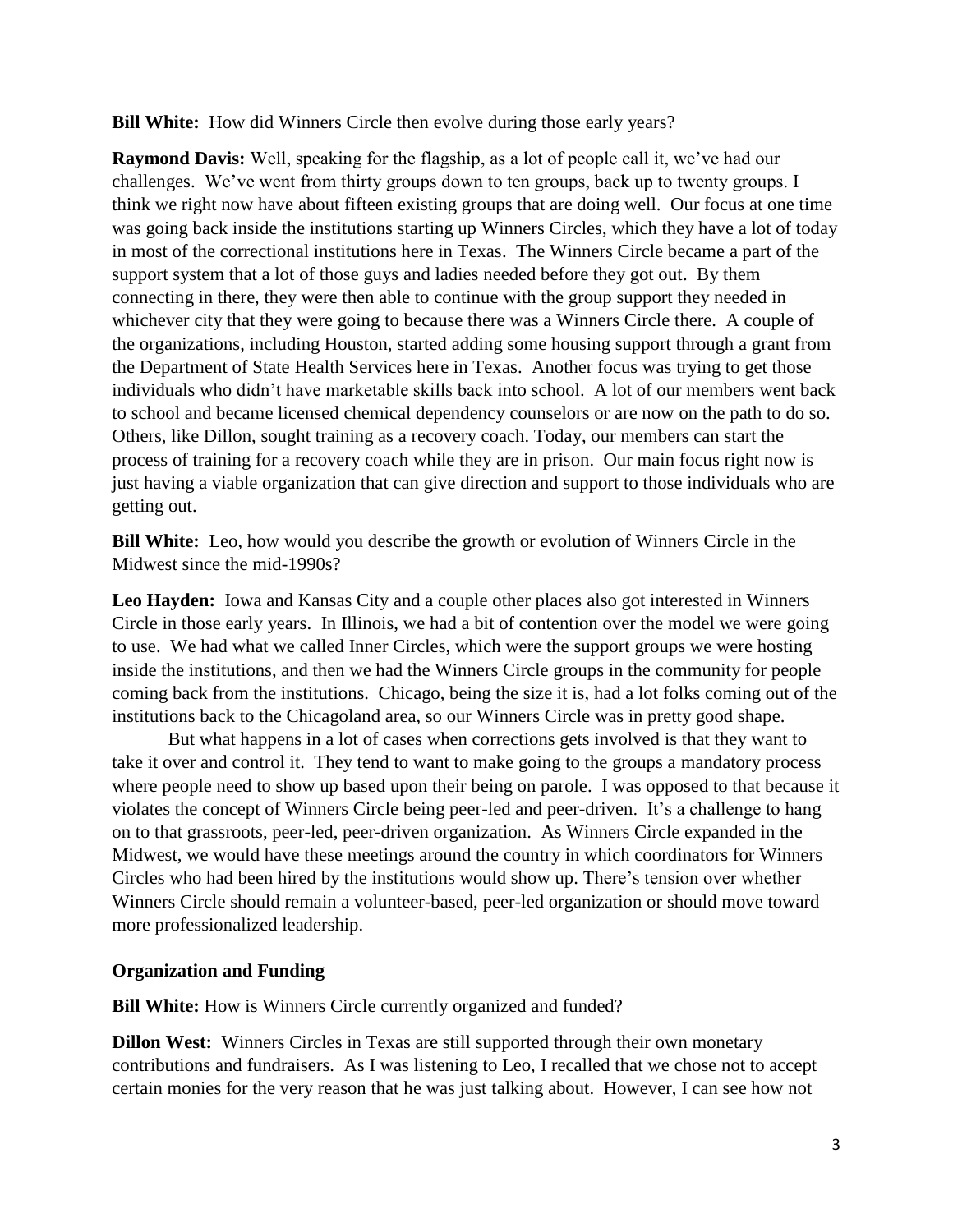**Bill White:** How did Winners Circle then evolve during those early years?

**Raymond Davis:** Well, speaking for the flagship, as a lot of people call it, we've had our challenges. We've went from thirty groups down to ten groups, back up to twenty groups. I think we right now have about fifteen existing groups that are doing well. Our focus at one time was going back inside the institutions starting up Winners Circles, which they have a lot of today in most of the correctional institutions here in Texas. The Winners Circle became a part of the support system that a lot of those guys and ladies needed before they got out. By them connecting in there, they were then able to continue with the group support they needed in whichever city that they were going to because there was a Winners Circle there. A couple of the organizations, including Houston, started adding some housing support through a grant from the Department of State Health Services here in Texas. Another focus was trying to get those individuals who didn't have marketable skills back into school. A lot of our members went back to school and became licensed chemical dependency counselors or are now on the path to do so. Others, like Dillon, sought training as a recovery coach. Today, our members can start the process of training for a recovery coach while they are in prison. Our main focus right now is just having a viable organization that can give direction and support to those individuals who are getting out.

**Bill White:** Leo, how would you describe the growth or evolution of Winners Circle in the Midwest since the mid-1990s?

**Leo Hayden:** Iowa and Kansas City and a couple other places also got interested in Winners Circle in those early years. In Illinois, we had a bit of contention over the model we were going to use. We had what we called Inner Circles, which were the support groups we were hosting inside the institutions, and then we had the Winners Circle groups in the community for people coming back from the institutions. Chicago, being the size it is, had a lot folks coming out of the institutions back to the Chicagoland area, so our Winners Circle was in pretty good shape.

But what happens in a lot of cases when corrections gets involved is that they want to take it over and control it. They tend to want to make going to the groups a mandatory process where people need to show up based upon their being on parole. I was opposed to that because it violates the concept of Winners Circle being peer-led and peer-driven. It's a challenge to hang on to that grassroots, peer-led, peer-driven organization. As Winners Circle expanded in the Midwest, we would have these meetings around the country in which coordinators for Winners Circles who had been hired by the institutions would show up. There's tension over whether Winners Circle should remain a volunteer-based, peer-led organization or should move toward more professionalized leadership.

### Organization and Funding

**Bill White:** How is Winners Circle currently organized and funded?

**Dillon West:** Winners Circles in Texas are still supported through their own monetary contributions and fundraisers. As I was listening to Leo, I recalled that we chose not to accept certain monies for the very reason that he was just talking about. However, I can see how not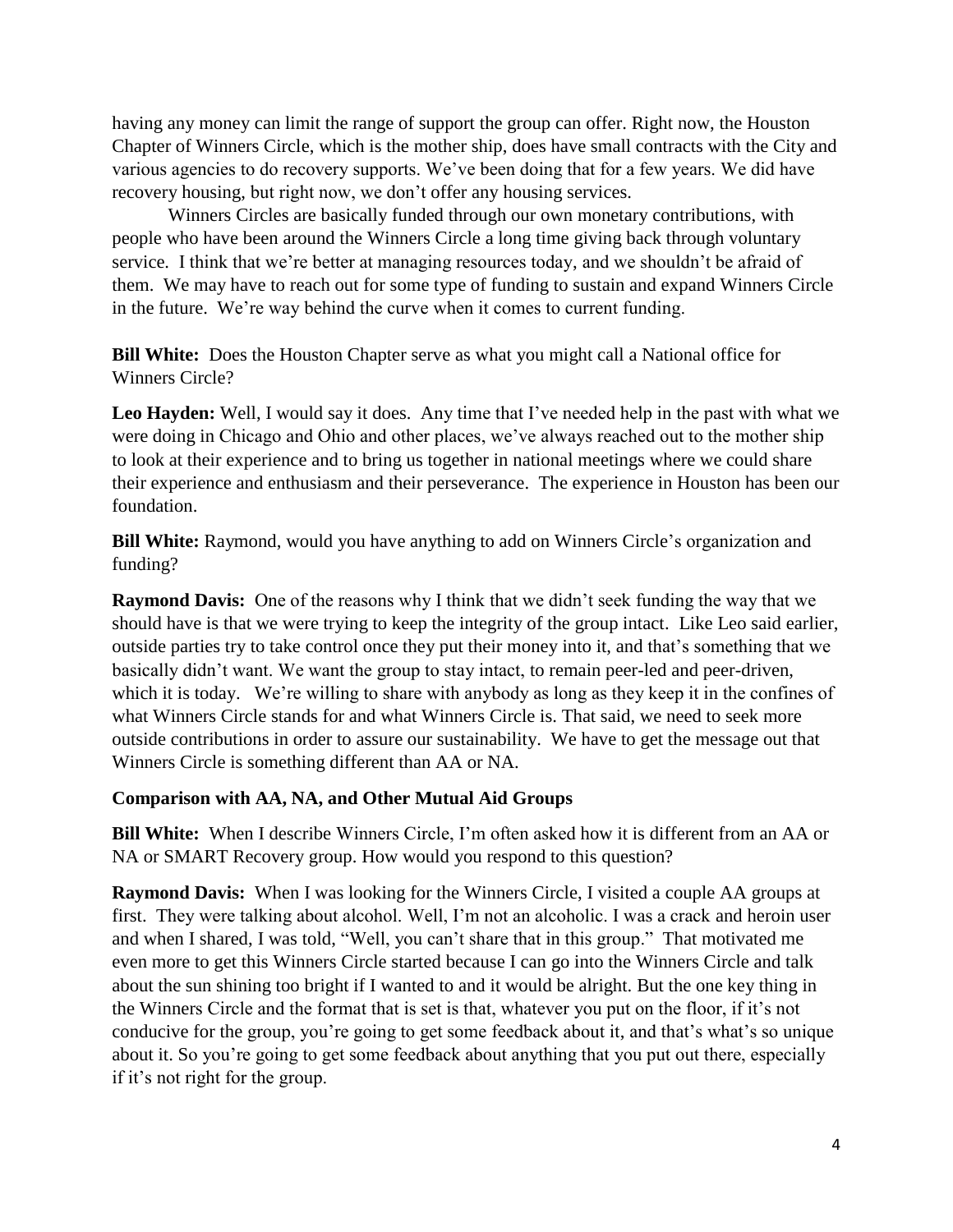having any money can limit the range of support the group can offer. Right now, the Houston Chapter of Winners Circle, which is the mother ship, does have small contracts with the City and various agencies to do recovery supports. We've been doing that for a few years. We did have recovery housing, but right now, we don't offer any housing services.

Winners Circles are basically funded through our own monetary contributions, with people who have been around the Winners Circle a long time giving back through voluntary service. I think that we're better at managing resources today, and we shouldn't be afraid of them. We may have to reach out for some type of funding to sustain and expand Winners Circle in the future. We're way behind the curve when it comes to current funding.

**Bill White:** Does the Houston Chapter serve as what you might call a National office for Winners Circle?

**Leo Hayden:** Well, I would say it does. Any time that I've needed help in the past with what we were doing in Chicago and Ohio and other places, we've always reached out to the mother ship to look at their experience and to bring us together in national meetings where we could share their experience and enthusiasm and their perseverance. The experience in Houston has been our foundation.

**Bill White:** Raymond, would you have anything to add on Winners Circle's organization and funding?

**Raymond Davis:** One of the reasons why I think that we didn't seek funding the way that we should have is that we were trying to keep the integrity of the group intact. Like Leo said earlier, outside parties try to take control once they put their money into it, and that's something that we basically didn't want. We want the group to stay intact, to remain peer-led and peer-driven, which it is today. We're willing to share with anybody as long as they keep it in the confines of what Winners Circle stands for and what Winners Circle is. That said, we need to seek more outside contributions in order to assure our sustainability. We have to get the message out that Winners Circle is something different than AA or NA.

### Comparison with AA, NA, and Other Mutual Aid Groups

**Bill White:** When I describe Winners Circle, I'm often asked how it is different from an AA or NA or SMART Recovery group. How would you respond to this question?

**Raymond Davis:** When I was looking for the Winners Circle, I visited a couple AA groups at first. They were talking about alcohol. Well, I'm not an alcoholic. I was a crack and heroin user and when I shared, I was told, "Well, you can't share that in this group." That motivated me even more to get this Winners Circle started because I can go into the Winners Circle and talk about the sun shining too bright if I wanted to and it would be alright. But the one key thing in the Winners Circle and the format that is set is that, whatever you put on the floor, if it's not conducive for the group, you're going to get some feedback about it, and that's what's so unique about it. So you're going to get some feedback about anything that you put out there, especially if it's not right for the group.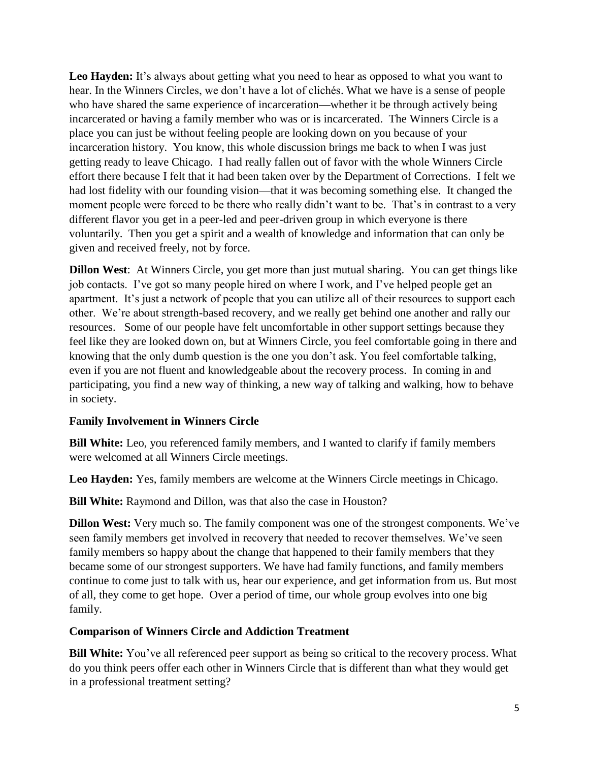**Leo Hayden:** It's always about getting what you need to hear as opposed to what you want to hear. In the Winners Circles, we don't have a lot of clichés. What we have is a sense of people who have shared the same experience of incarceration—whether it be through actively being incarcerated or having a family member who was or is incarcerated. The Winners Circle is a place you can just be without feeling people are looking down on you because of your incarceration history. You know, this whole discussion brings me back to when I was just getting ready to leave Chicago. I had really fallen out of favor with the whole Winners Circle effort there because I felt that it had been taken over by the Department of Corrections. I felt we had lost fidelity with our founding vision—that it was becoming something else. It changed the moment people were forced to be there who really didn't want to be. That's in contrast to a very different flavor you get in a peer-led and peer-driven group in which everyone is there voluntarily. Then you get a spirit and a wealth of knowledge and information that can only be given and received freely, not by force.

**Dillon West**: At Winners Circle, you get more than just mutual sharing. You can get things like job contacts. I've got so many people hired on where I work, and I've helped people get an apartment. It's just a network of people that you can utilize all of their resources to support each other. We're about strength-based recovery, and we really get behind one another and rally our resources. Some of our people have felt uncomfortable in other support settings because they feel like they are looked down on, but at Winners Circle, you feel comfortable going in there and knowing that the only dumb question is the one you don't ask. You feel comfortable talking, even if you are not fluent and knowledgeable about the recovery process. In coming in and participating, you find a new way of thinking, a new way of talking and walking, how to behave in society.

**Family Involvement in Winners Circle**

**Bill White:** Leo, you referenced family members, and I wanted to clarify if family members were welcomed at all Winners Circle meetings.

**Leo Hayden:** Yes, family members are welcome at the Winners Circle meetings in Chicago.

**Bill White:** Raymond and Dillon, was that also the case in Houston?

**Dillon West:** Very much so. The family component was one of the strongest components. We've seen family members get involved in recovery that needed to recover themselves. We've seen family members so happy about the change that happened to their family members that they became some of our strongest supporters. We have had family functions, and family members continue to come just to talk with us, hear our experience, and get information from us. But most of all, they come to get hope. Over a period of time, our whole group evolves into one big family.

**Comparison of Winners Circle and Addiction Treatment**

**Bill White:** You've all referenced peer support as being so critical to the recovery process. What do you think peers offer each other in Winners Circle that is different than what they would get in a professional treatment setting?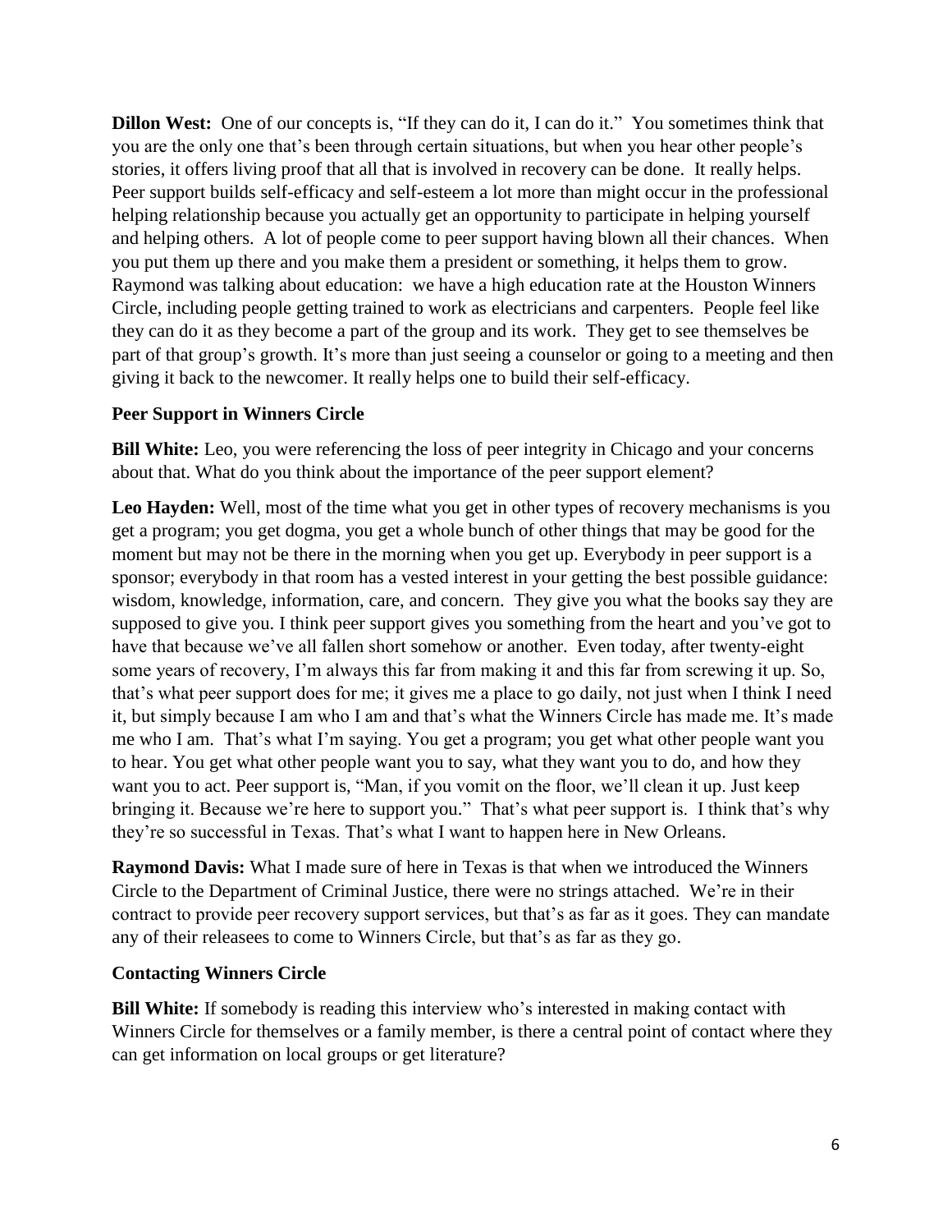**Dillon West:** One of our concepts is, "If they can do it, I can do it." You sometimes think that you are the only one that's been through certain situations, but when you hear other people's stories, it offers living proof that all that is involved in recovery can be done. It really helps. Peer support builds self-efficacy and self-esteem a lot more than might occur in the professional helping relationship because you actually get an opportunity to participate in helping yourself and helping others. A lot of people come to peer support having blown all their chances. When you put them up there and you make them a president or something, it helps them to grow. Raymond was talking about education: we have a high education rate at the Houston Winners Circle, including people getting trained to work as electricians and carpenters. People feel like they can do it as they become a part of the group and its work. They get to see themselves be part of that group's growth. It's more than just seeing a counselor or going to a meeting and then giving it back to the newcomer. It really helps one to build their self-efficacy.

### Peer Support in Winners Circle

**Bill White:** Leo, you were referencing the loss of peer integrity in Chicago and your concerns about that. What do you think about the importance of the peer support element?

**Leo Hayden:** Well, most of the time what you get in other types of recovery mechanisms is you get a program; you get dogma, you get a whole bunch of other things that may be good for the moment but may not be there in the morning when you get up. Everybody in peer support is a sponsor; everybody in that room has a vested interest in your getting the best possible guidance: wisdom, knowledge, information, care, and concern. They give you what the books say they are supposed to give you. I think peer support gives you something from the heart and you've got to have that because we've all fallen short somehow or another. Even today, after twenty-eight some years of recovery, I'm always this far from making it and this far from screwing it up. So, that's what peer support does for me; it gives me a place to go daily, not just when I think I need it, but simply because I am who I am and that's what the Winners Circle has made me. It's made me who I am. That's what I'm saying. You get a program; you get what other people want you to hear. You get what other people want you to say, what they want you to do, and how they want you to act. Peer support is, "Man, if you vomit on the floor, we'll clean it up. Just keep bringing it. Because we're here to support you." That's what peer support is. I think that's why they're so successful in Texas. That's what I want to happen here in New Orleans.

**Raymond Davis:** What I made sure of here in Texas is that when we introduced the Winners Circle to the Department of Criminal Justice, there were no strings attached. We're in their contract to provide peer recovery support services, but that's as far as it goes. They can mandate any of their releasees to come to Winners Circle, but that's as far as they go.

### Contacting Winners Circle

**Bill White:** If somebody is reading this interview who's interested in making contact with Winners Circle for themselves or a family member, is there a central point of contact where they can get information on local groups or get literature?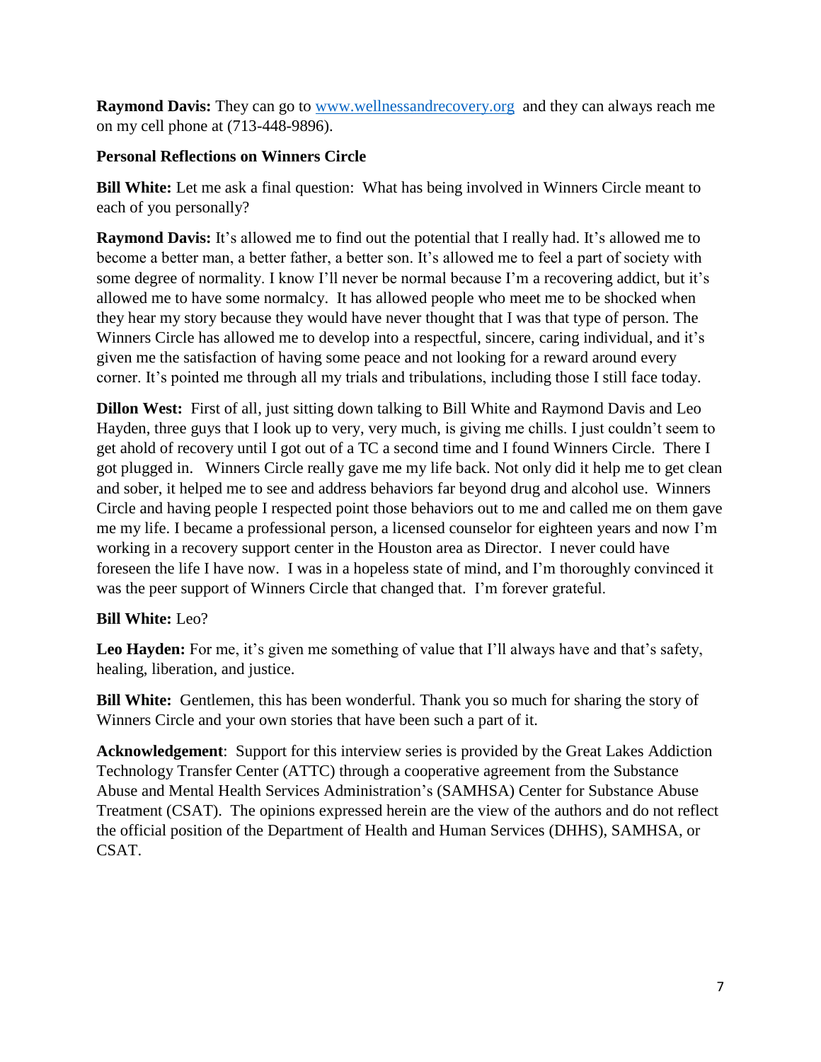**Raymond Davis:** They can go to www.wellnessandrecovery.org and they can always reach me on my cell phone at (713-448-9896).

**Personal Reflections on Winners Circle**

**Bill White:** Let me ask a final question: What has being involved in Winners Circle meant to each of you personally?

**Raymond Davis:** It's allowed me to find out the potential that I really had. It's allowed me to become a better man, a better father, a better son. It's allowed me to feel a part of society with some degree of normality. I know I'll never be normal because I'm a recovering addict, but it's allowed me to have some normalcy. It has allowed people who meet me to be shocked when they hear my story because they would have never thought that I was that type of person. The Winners Circle has allowed me to develop into a respectful, sincere, caring individual, and it's given me the satisfaction of having some peace and not looking for a reward around every corner. It's pointed me through all my trials and tribulations, including those I still face today.

**Dillon West:** First of all, just sitting down talking to Bill White and Raymond Davis and Leo Hayden, three guys that I look up to very, very much, is giving me chills. I just couldn't seem to get ahold of recovery until I got out of a TC a second time and I found Winners Circle. There I got plugged in. Winners Circle really gave me my life back. Not only did it help me to get clean and sober, it helped me to see and address behaviors far beyond drug and alcohol use. Winners Circle and having people I respected point those behaviors out to me and called me on them gave me my life. I became a professional person, a licensed counselor for eighteen years and now I'm working in a recovery support center in the Houston area as Director. I never could have foreseen the life I have now. I was in a hopeless state of mind, and I'm thoroughly convinced it was the peer support of Winners Circle that changed that. I'm forever grateful.

**Bill White:** Leo?

**Leo Hayden:** For me, it's given me something of value that I'll always have and that's safety, healing, liberation, and justice.

**Bill White:** Gentlemen, this has been wonderful. Thank you so much for sharing the story of Winners Circle and your own stories that have been such a part of it.

**Acknowledgement**: Support for this interview series is provided by the Great Lakes Addiction Technology Transfer Center (ATTC) through a cooperative agreement from the Substance Abuse and Mental Health Services Administration's (SAMHSA) Center for Substance Abuse Treatment (CSAT). The opinions expressed herein are the view of the authors and do not reflect the official position of the Department of Health and Human Services (DHHS), SAMHSA, or CSAT.